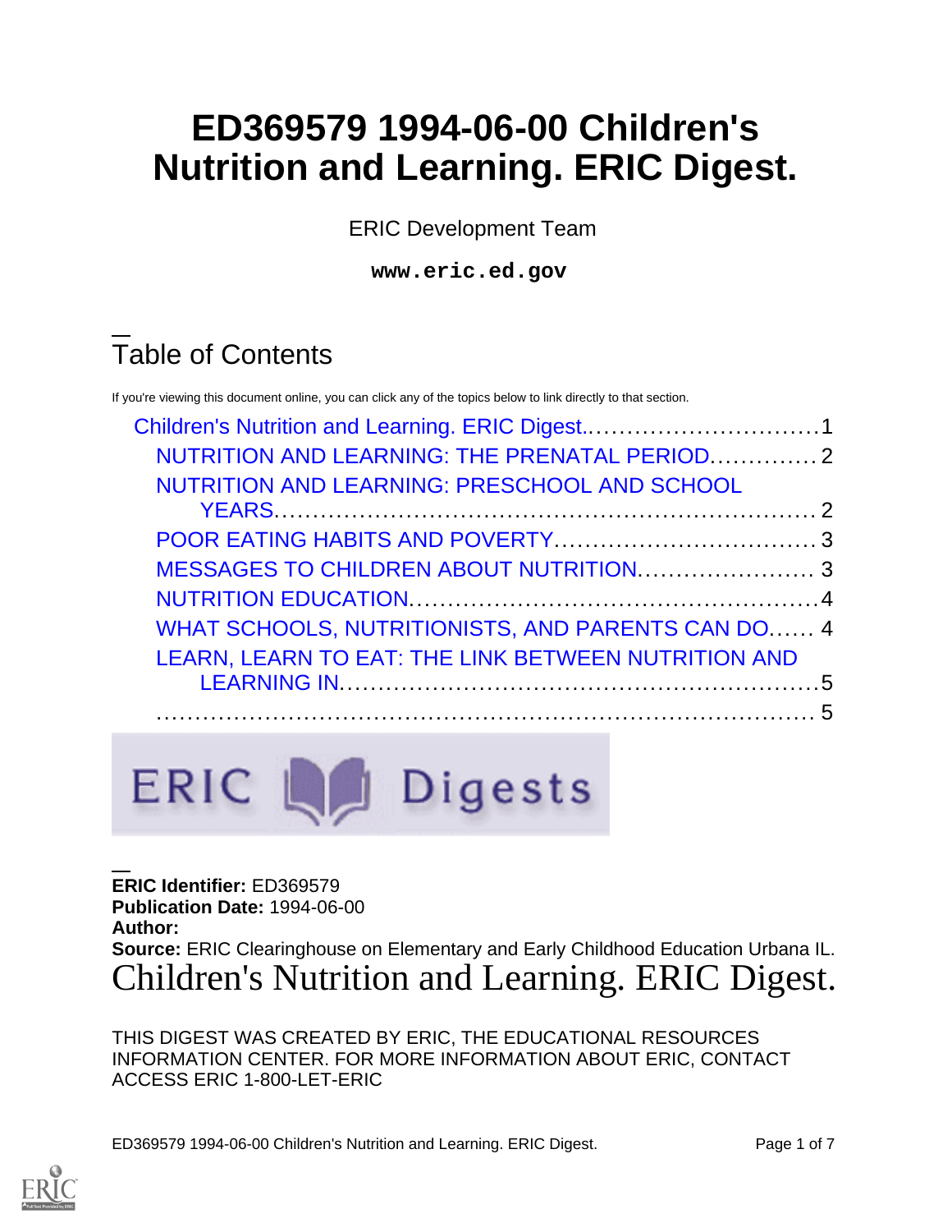# ED369579 1994-06-00 Children's Nutrition and Learning. ERIC Digest.

ERIC Development Team

**www.eric.ed.gov**

## Table of Contents

If you're viewing this document online, you can click any of the topics below to link directly to that section.

- Children's Nutrition and Learning. ERIC Digest. .......... 1
  - NUTRITION AND LEARNING: THE PRENATAL PERIOD .......... 2
  - NUTRITION AND LEARNING: PRESCHOOL AND SCHOOL YEARS .......... 2
  - POOR EATING HABITS AND POVERTY .......... 3
  - MESSAGES TO CHILDREN ABOUT NUTRITION .......... 3
  - NUTRITION EDUCATION .......... 4
  - WHAT SCHOOLS, NUTRITIONISTS, AND PARENTS CAN DO .......... 4
  - LEARN, LEARN TO EAT: THE LINK BETWEEN NUTRITION AND LEARNING IN .......... 5
  - .......... 5

ERIC Digests

**ERIC Identifier:** ED369579
**Publication Date:** 1994-06-00
**Author:**
**Source:** ERIC Clearinghouse on Elementary and Early Childhood Education Urbana IL.

# Children's Nutrition and Learning. ERIC Digest.

THIS DIGEST WAS CREATED BY ERIC, THE EDUCATIONAL RESOURCES INFORMATION CENTER. FOR MORE INFORMATION ABOUT ERIC, CONTACT ACCESS ERIC 1-800-LET-ERIC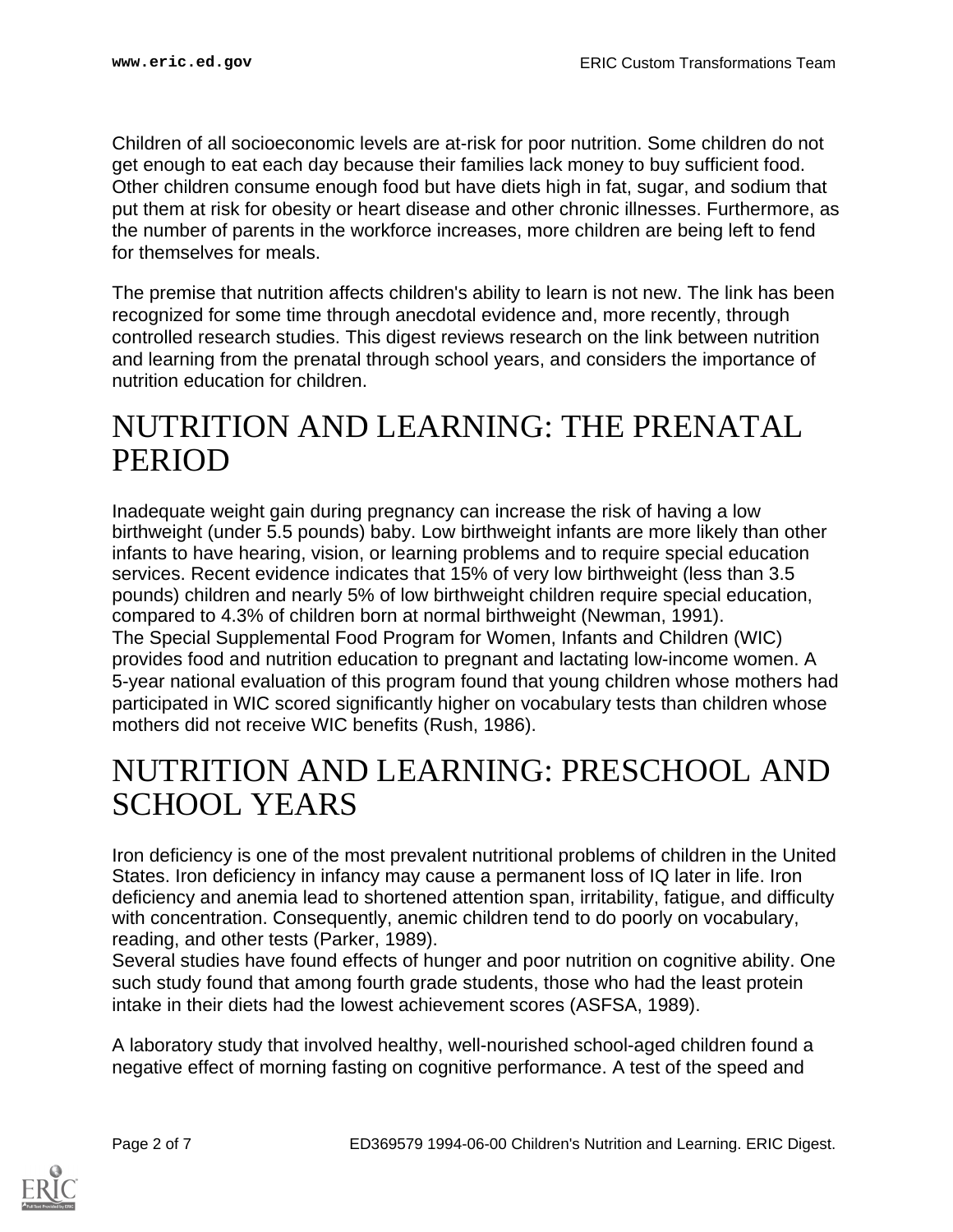Children of all socioeconomic levels are at-risk for poor nutrition. Some children do not get enough to eat each day because their families lack money to buy sufficient food. Other children consume enough food but have diets high in fat, sugar, and sodium that put them at risk for obesity or heart disease and other chronic illnesses. Furthermore, as the number of parents in the workforce increases, more children are being left to fend for themselves for meals.

The premise that nutrition affects children's ability to learn is not new. The link has been recognized for some time through anecdotal evidence and, more recently, through controlled research studies. This digest reviews research on the link between nutrition and learning from the prenatal through school years, and considers the importance of nutrition education for children.

# NUTRITION AND LEARNING: THE PRENATAL PERIOD

Inadequate weight gain during pregnancy can increase the risk of having a low birthweight (under 5.5 pounds) baby. Low birthweight infants are more likely than other infants to have hearing, vision, or learning problems and to require special education services. Recent evidence indicates that 15% of very low birthweight (less than 3.5 pounds) children and nearly 5% of low birthweight children require special education, compared to 4.3% of children born at normal birthweight (Newman, 1991).

The Special Supplemental Food Program for Women, Infants and Children (WIC) provides food and nutrition education to pregnant and lactating low-income women. A 5-year national evaluation of this program found that young children whose mothers had participated in WIC scored significantly higher on vocabulary tests than children whose mothers did not receive WIC benefits (Rush, 1986).

# NUTRITION AND LEARNING: PRESCHOOL AND SCHOOL YEARS

Iron deficiency is one of the most prevalent nutritional problems of children in the United States. Iron deficiency in infancy may cause a permanent loss of IQ later in life. Iron deficiency and anemia lead to shortened attention span, irritability, fatigue, and difficulty with concentration. Consequently, anemic children tend to do poorly on vocabulary, reading, and other tests (Parker, 1989).

Several studies have found effects of hunger and poor nutrition on cognitive ability. One such study found that among fourth grade students, those who had the least protein intake in their diets had the lowest achievement scores (ASFSA, 1989).

A laboratory study that involved healthy, well-nourished school-aged children found a negative effect of morning fasting on cognitive performance. A test of the speed and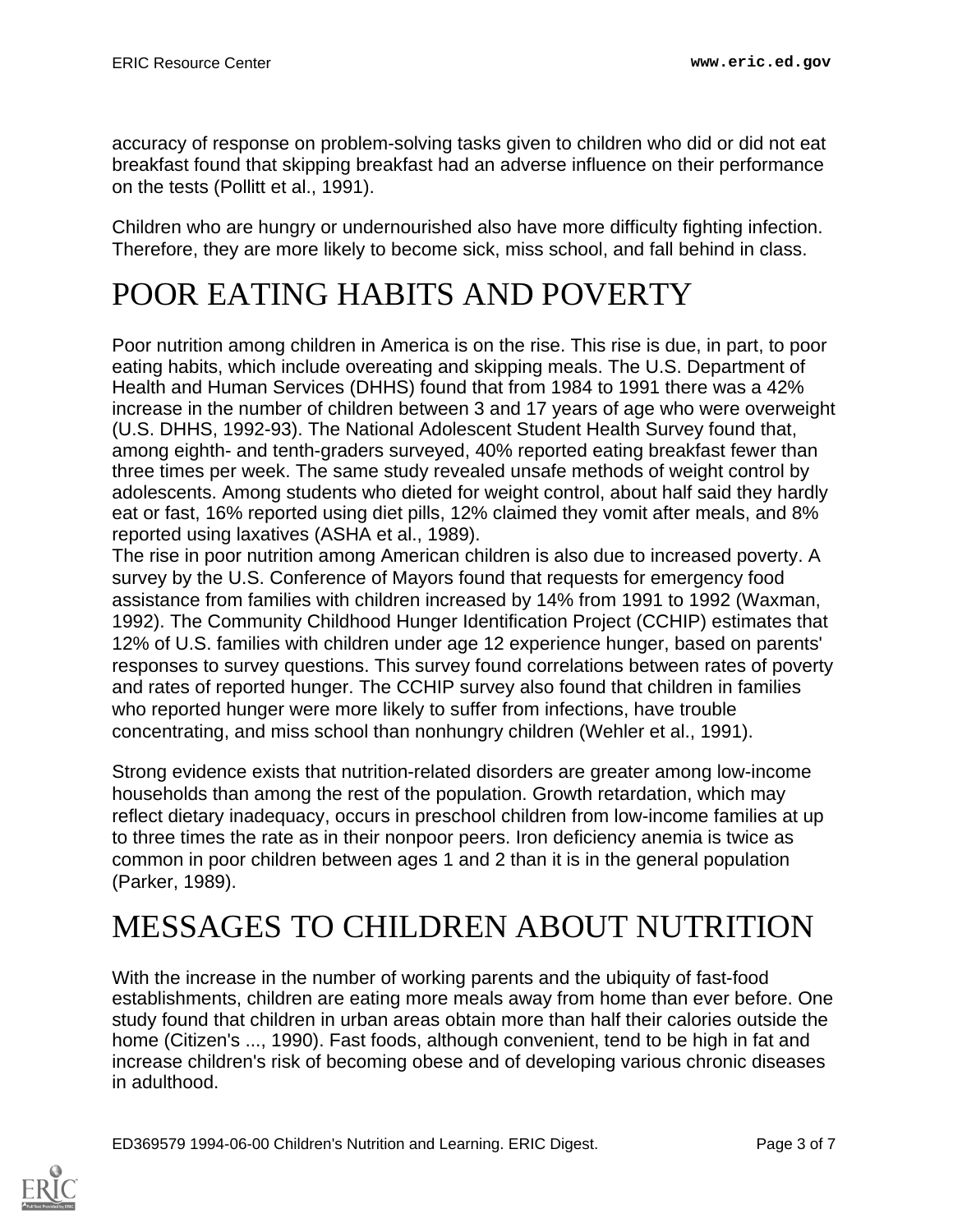accuracy of response on problem-solving tasks given to children who did or did not eat breakfast found that skipping breakfast had an adverse influence on their performance on the tests (Pollitt et al., 1991).

Children who are hungry or undernourished also have more difficulty fighting infection. Therefore, they are more likely to become sick, miss school, and fall behind in class.

# POOR EATING HABITS AND POVERTY

Poor nutrition among children in America is on the rise. This rise is due, in part, to poor eating habits, which include overeating and skipping meals. The U.S. Department of Health and Human Services (DHHS) found that from 1984 to 1991 there was a 42% increase in the number of children between 3 and 17 years of age who were overweight (U.S. DHHS, 1992-93). The National Adolescent Student Health Survey found that, among eighth- and tenth-graders surveyed, 40% reported eating breakfast fewer than three times per week. The same study revealed unsafe methods of weight control by adolescents. Among students who dieted for weight control, about half said they hardly eat or fast, 16% reported using diet pills, 12% claimed they vomit after meals, and 8% reported using laxatives (ASHA et al., 1989).

The rise in poor nutrition among American children is also due to increased poverty. A survey by the U.S. Conference of Mayors found that requests for emergency food assistance from families with children increased by 14% from 1991 to 1992 (Waxman, 1992). The Community Childhood Hunger Identification Project (CCHIP) estimates that 12% of U.S. families with children under age 12 experience hunger, based on parents' responses to survey questions. This survey found correlations between rates of poverty and rates of reported hunger. The CCHIP survey also found that children in families who reported hunger were more likely to suffer from infections, have trouble concentrating, and miss school than nonhungry children (Wehler et al., 1991).

Strong evidence exists that nutrition-related disorders are greater among low-income households than among the rest of the population. Growth retardation, which may reflect dietary inadequacy, occurs in preschool children from low-income families at up to three times the rate as in their nonpoor peers. Iron deficiency anemia is twice as common in poor children between ages 1 and 2 than it is in the general population (Parker, 1989).

# MESSAGES TO CHILDREN ABOUT NUTRITION

With the increase in the number of working parents and the ubiquity of fast-food establishments, children are eating more meals away from home than ever before. One study found that children in urban areas obtain more than half their calories outside the home (Citizen's ..., 1990). Fast foods, although convenient, tend to be high in fat and increase children's risk of becoming obese and of developing various chronic diseases in adulthood.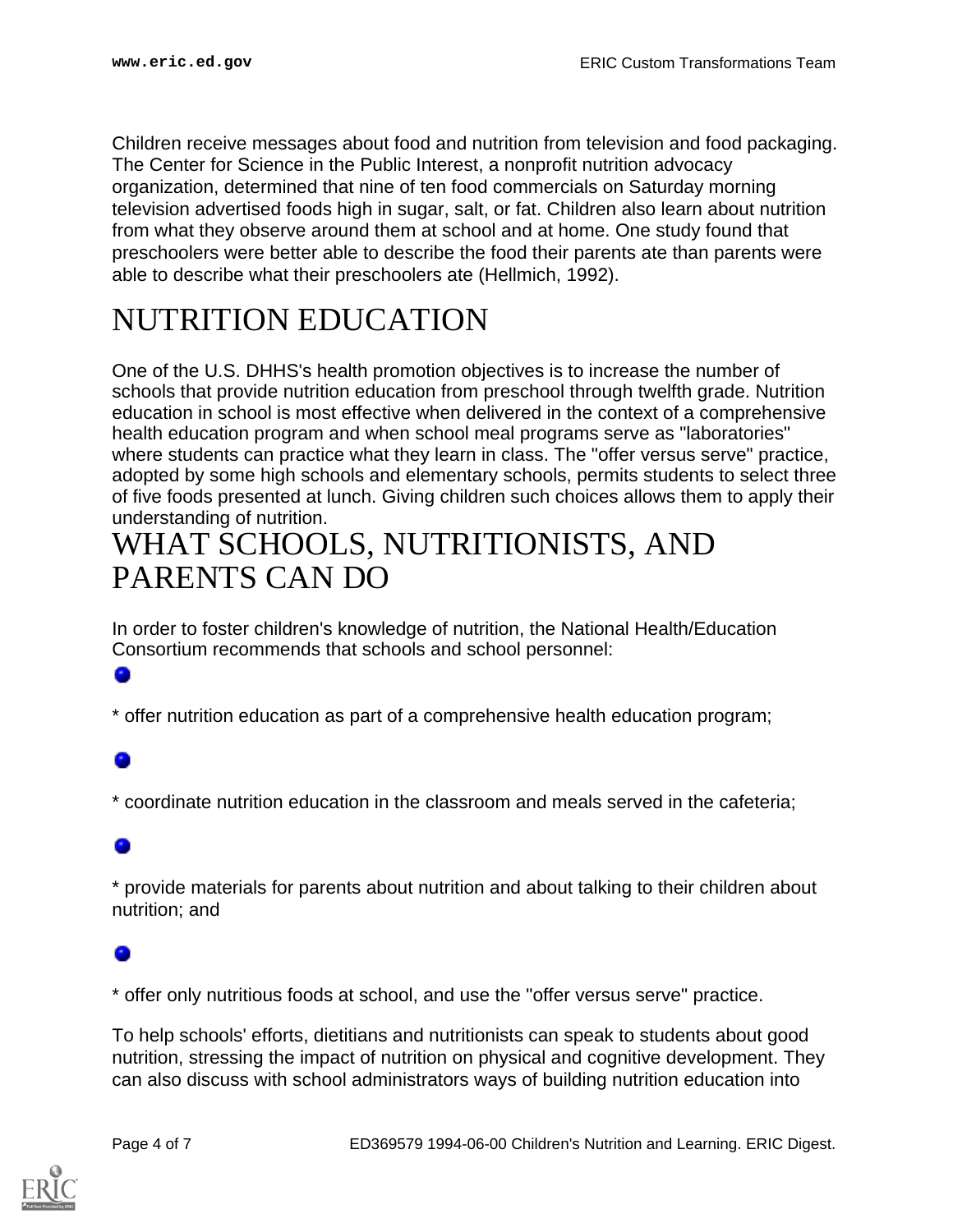Children receive messages about food and nutrition from television and food packaging. The Center for Science in the Public Interest, a nonprofit nutrition advocacy organization, determined that nine of ten food commercials on Saturday morning television advertised foods high in sugar, salt, or fat. Children also learn about nutrition from what they observe around them at school and at home. One study found that preschoolers were better able to describe the food their parents ate than parents were able to describe what their preschoolers ate (Hellmich, 1992).

# NUTRITION EDUCATION

One of the U.S. DHHS's health promotion objectives is to increase the number of schools that provide nutrition education from preschool through twelfth grade. Nutrition education in school is most effective when delivered in the context of a comprehensive health education program and when school meal programs serve as "laboratories" where students can practice what they learn in class. The "offer versus serve" practice, adopted by some high schools and elementary schools, permits students to select three of five foods presented at lunch. Giving children such choices allows them to apply their understanding of nutrition.

# WHAT SCHOOLS, NUTRITIONISTS, AND PARENTS CAN DO

In order to foster children's knowledge of nutrition, the National Health/Education Consortium recommends that schools and school personnel:

- * offer nutrition education as part of a comprehensive health education program;
- * coordinate nutrition education in the classroom and meals served in the cafeteria;
- * provide materials for parents about nutrition and about talking to their children about nutrition; and
- * offer only nutritious foods at school, and use the "offer versus serve" practice.

To help schools' efforts, dietitians and nutritionists can speak to students about good nutrition, stressing the impact of nutrition on physical and cognitive development. They can also discuss with school administrators ways of building nutrition education into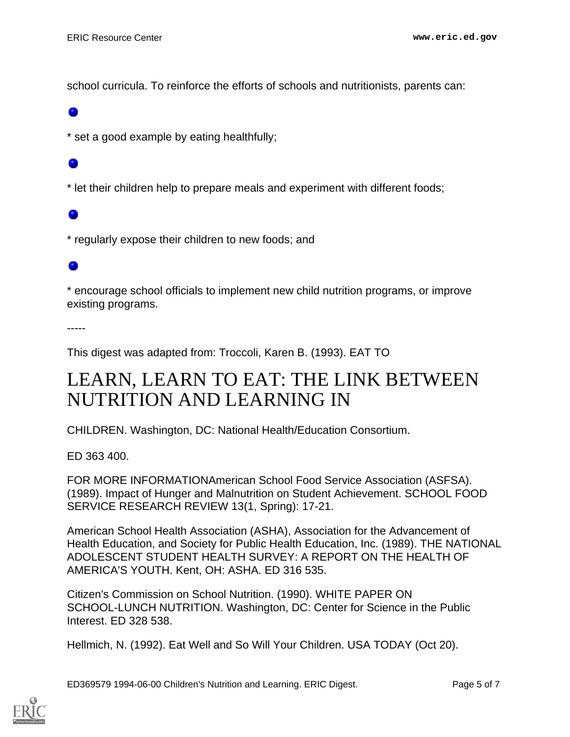school curricula. To reinforce the efforts of schools and nutritionists, parents can:

* set a good example by eating healthfully;
* let their children help to prepare meals and experiment with different foods;
* regularly expose their children to new foods; and
* encourage school officials to implement new child nutrition programs, or improve existing programs.

-----

This digest was adapted from: Troccoli, Karen B. (1993). EAT TO

# LEARN, LEARN TO EAT: THE LINK BETWEEN NUTRITION AND LEARNING IN

CHILDREN. Washington, DC: National Health/Education Consortium.

ED 363 400.

FOR MORE INFORMATIONAmerican School Food Service Association (ASFSA). (1989). Impact of Hunger and Malnutrition on Student Achievement. SCHOOL FOOD SERVICE RESEARCH REVIEW 13(1, Spring): 17-21.

American School Health Association (ASHA), Association for the Advancement of Health Education, and Society for Public Health Education, Inc. (1989). THE NATIONAL ADOLESCENT STUDENT HEALTH SURVEY: A REPORT ON THE HEALTH OF AMERICA'S YOUTH. Kent, OH: ASHA. ED 316 535.

Citizen's Commission on School Nutrition. (1990). WHITE PAPER ON SCHOOL-LUNCH NUTRITION. Washington, DC: Center for Science in the Public Interest. ED 328 538.

Hellmich, N. (1992). Eat Well and So Will Your Children. USA TODAY (Oct 20).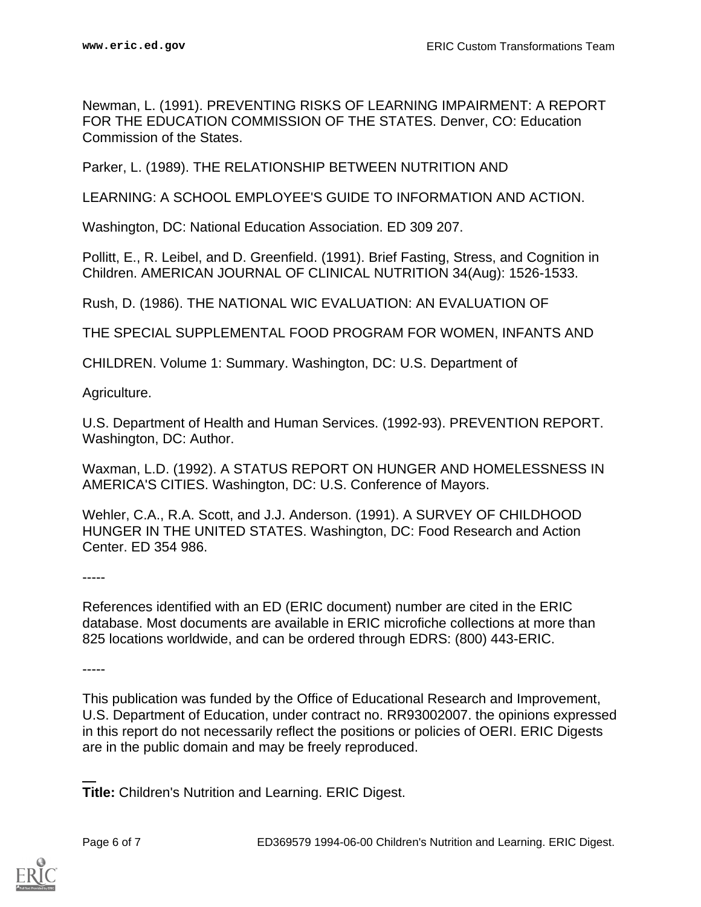Newman, L. (1991). PREVENTING RISKS OF LEARNING IMPAIRMENT: A REPORT FOR THE EDUCATION COMMISSION OF THE STATES. Denver, CO: Education Commission of the States.

Parker, L. (1989). THE RELATIONSHIP BETWEEN NUTRITION AND

LEARNING: A SCHOOL EMPLOYEE'S GUIDE TO INFORMATION AND ACTION.

Washington, DC: National Education Association. ED 309 207.

Pollitt, E., R. Leibel, and D. Greenfield. (1991). Brief Fasting, Stress, and Cognition in Children. AMERICAN JOURNAL OF CLINICAL NUTRITION 34(Aug): 1526-1533.

Rush, D. (1986). THE NATIONAL WIC EVALUATION: AN EVALUATION OF

THE SPECIAL SUPPLEMENTAL FOOD PROGRAM FOR WOMEN, INFANTS AND

CHILDREN. Volume 1: Summary. Washington, DC: U.S. Department of

Agriculture.

U.S. Department of Health and Human Services. (1992-93). PREVENTION REPORT. Washington, DC: Author.

Waxman, L.D. (1992). A STATUS REPORT ON HUNGER AND HOMELESSNESS IN AMERICA'S CITIES. Washington, DC: U.S. Conference of Mayors.

Wehler, C.A., R.A. Scott, and J.J. Anderson. (1991). A SURVEY OF CHILDHOOD HUNGER IN THE UNITED STATES. Washington, DC: Food Research and Action Center. ED 354 986.

-----

References identified with an ED (ERIC document) number are cited in the ERIC database. Most documents are available in ERIC microfiche collections at more than 825 locations worldwide, and can be ordered through EDRS: (800) 443-ERIC.

-----

This publication was funded by the Office of Educational Research and Improvement, U.S. Department of Education, under contract no. RR93002007. the opinions expressed in this report do not necessarily reflect the positions or policies of OERI. ERIC Digests are in the public domain and may be freely reproduced.

**Title:** Children's Nutrition and Learning. ERIC Digest.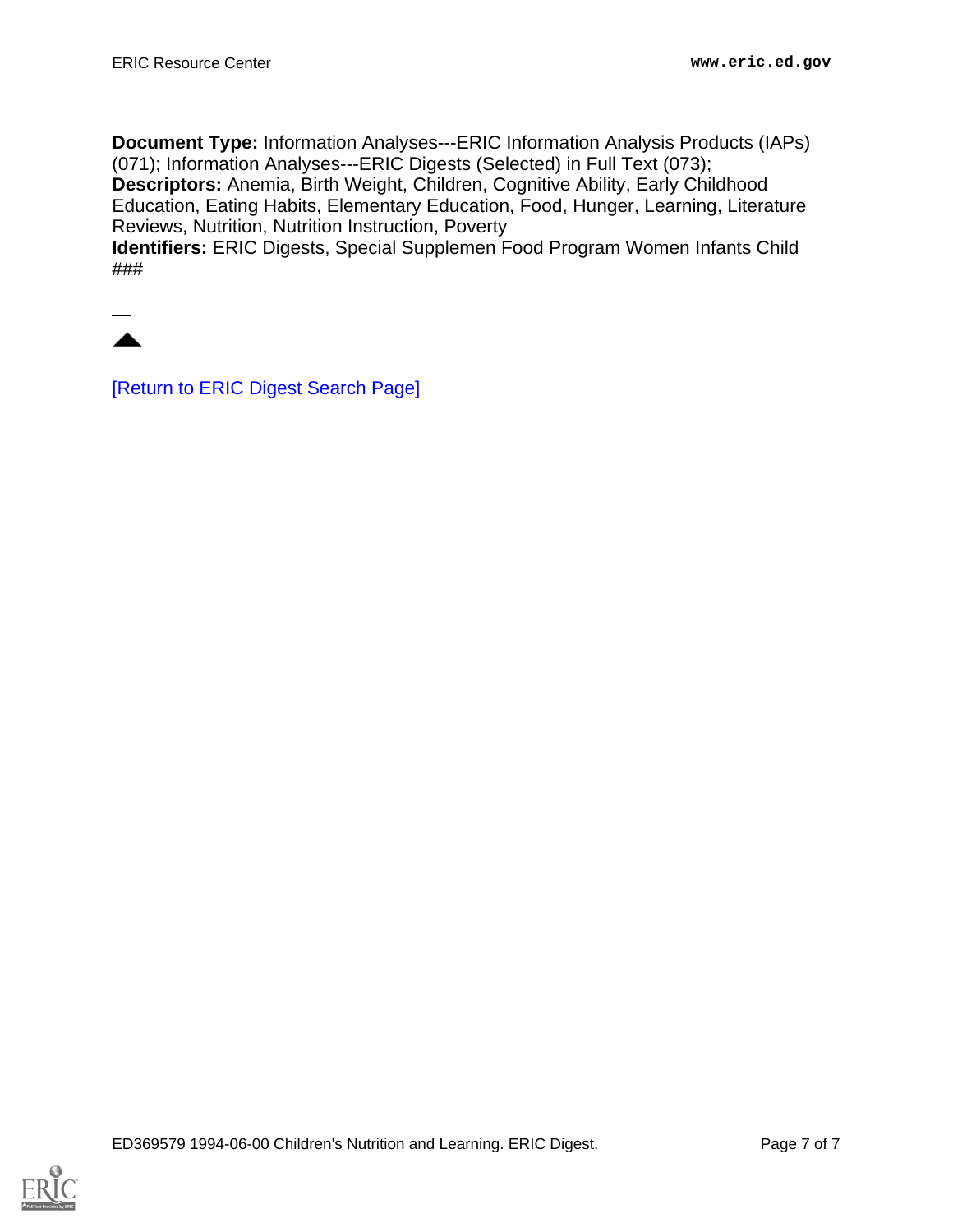**Document Type:** Information Analyses---ERIC Information Analysis Products (IAPs) (071); Information Analyses---ERIC Digests (Selected) in Full Text (073);
**Descriptors:** Anemia, Birth Weight, Children, Cognitive Ability, Early Childhood Education, Eating Habits, Elementary Education, Food, Hunger, Learning, Literature Reviews, Nutrition, Nutrition Instruction, Poverty
**Identifiers:** ERIC Digests, Special Supplemen Food Program Women Infants Child
###

[Return to ERIC Digest Search Page]